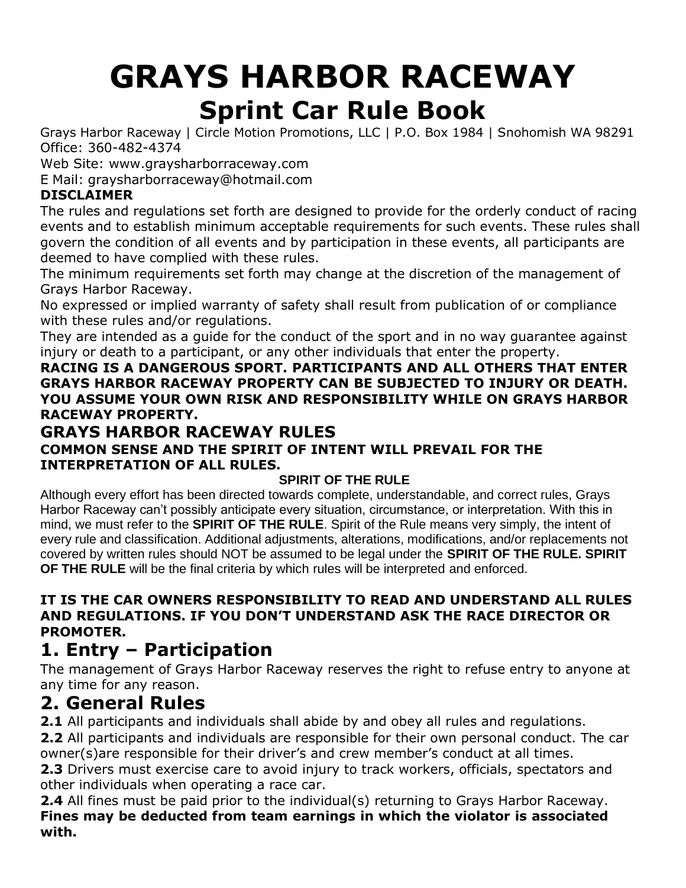# GRAYS HARBOR RACEWAY

## Sprint Car Rule Book

Grays Harbor Raceway | Circle Motion Promotions, LLC | P.O. Box 1984 | Snohomish WA 98291
Office: 360-482-4374
Web Site: www.graysharborraceway.com
E Mail: graysharborraceway@hotmail.com

**DISCLAIMER**

The rules and regulations set forth are designed to provide for the orderly conduct of racing events and to establish minimum acceptable requirements for such events. These rules shall govern the condition of all events and by participation in these events, all participants are deemed to have complied with these rules.

The minimum requirements set forth may change at the discretion of the management of Grays Harbor Raceway.

No expressed or implied warranty of safety shall result from publication of or compliance with these rules and/or regulations.

They are intended as a guide for the conduct of the sport and in no way guarantee against injury or death to a participant, or any other individuals that enter the property.

**RACING IS A DANGEROUS SPORT. PARTICIPANTS AND ALL OTHERS THAT ENTER GRAYS HARBOR RACEWAY PROPERTY CAN BE SUBJECTED TO INJURY OR DEATH. YOU ASSUME YOUR OWN RISK AND RESPONSIBILITY WHILE ON GRAYS HARBOR RACEWAY PROPERTY.**

### GRAYS HARBOR RACEWAY RULES

**COMMON SENSE AND THE SPIRIT OF INTENT WILL PREVAIL FOR THE INTERPRETATION OF ALL RULES.**

**SPIRIT OF THE RULE**

Although every effort has been directed towards complete, understandable, and correct rules, Grays Harbor Raceway can't possibly anticipate every situation, circumstance, or interpretation. With this in mind, we must refer to the **SPIRIT OF THE RULE**. Spirit of the Rule means very simply, the intent of every rule and classification. Additional adjustments, alterations, modifications, and/or replacements not covered by written rules should NOT be assumed to be legal under the **SPIRIT OF THE RULE. SPIRIT OF THE RULE** will be the final criteria by which rules will be interpreted and enforced.

**IT IS THE CAR OWNERS RESPONSIBILITY TO READ AND UNDERSTAND ALL RULES AND REGULATIONS. IF YOU DON'T UNDERSTAND ASK THE RACE DIRECTOR OR PROMOTER.**

## 1. Entry – Participation

The management of Grays Harbor Raceway reserves the right to refuse entry to anyone at any time for any reason.

## 2. General Rules

**2.1** All participants and individuals shall abide by and obey all rules and regulations.

**2.2** All participants and individuals are responsible for their own personal conduct. The car owner(s)are responsible for their driver's and crew member's conduct at all times.

**2.3** Drivers must exercise care to avoid injury to track workers, officials, spectators and other individuals when operating a race car.

**2.4** All fines must be paid prior to the individual(s) returning to Grays Harbor Raceway. **Fines may be deducted from team earnings in which the violator is associated with.**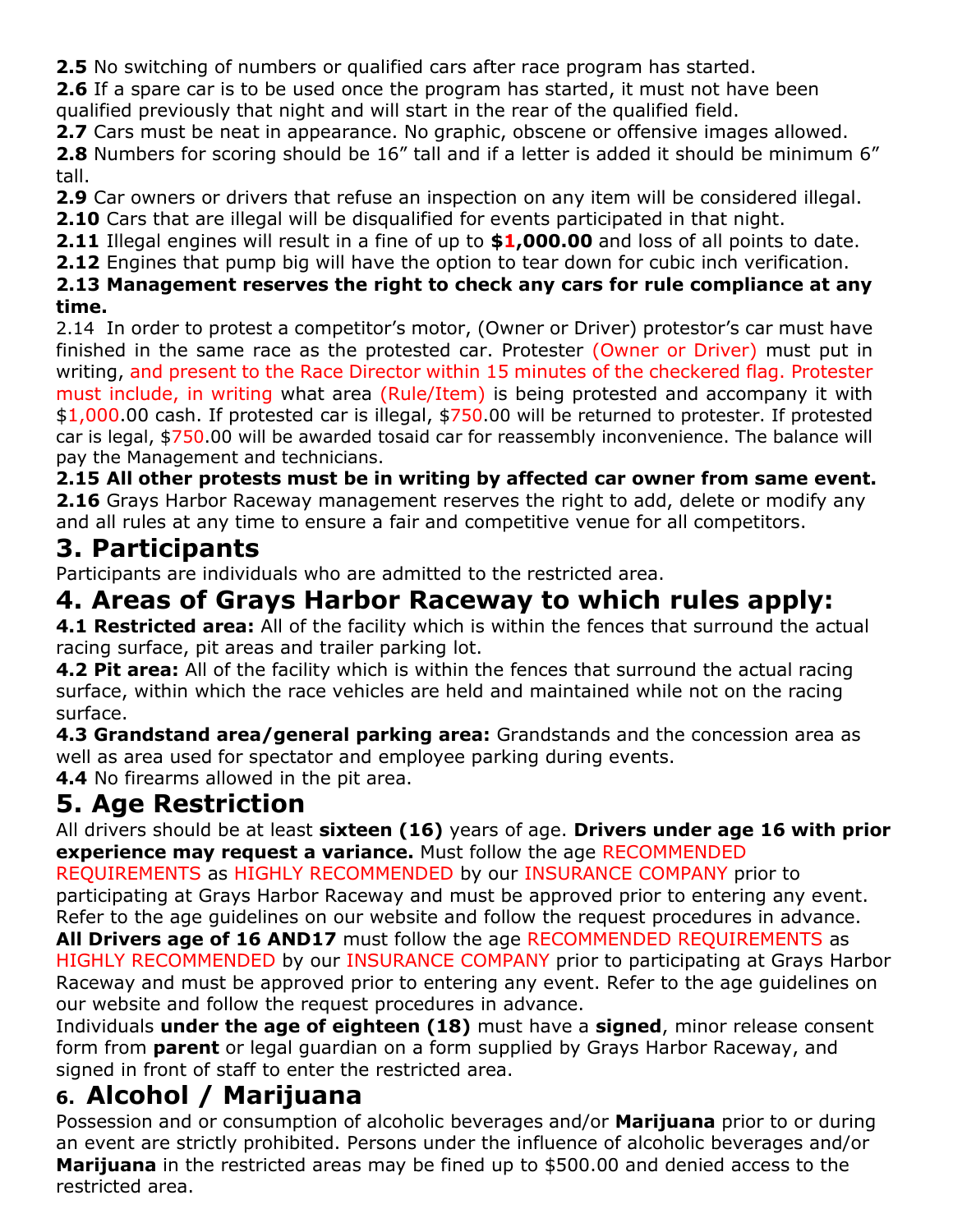**2.5** No switching of numbers or qualified cars after race program has started.
**2.6** If a spare car is to be used once the program has started, it must not have been qualified previously that night and will start in the rear of the qualified field.
**2.7** Cars must be neat in appearance. No graphic, obscene or offensive images allowed.
**2.8** Numbers for scoring should be 16" tall and if a letter is added it should be minimum 6" tall.
**2.9** Car owners or drivers that refuse an inspection on any item will be considered illegal.
**2.10** Cars that are illegal will be disqualified for events participated in that night.
**2.11** Illegal engines will result in a fine of up to **$1,000.00** and loss of all points to date.
**2.12** Engines that pump big will have the option to tear down for cubic inch verification.
**2.13 Management reserves the right to check any cars for rule compliance at any time.**
2.14 In order to protest a competitor's motor, (Owner or Driver) protestor's car must have finished in the same race as the protested car. Protester (Owner or Driver) must put in writing, and present to the Race Director within 15 minutes of the checkered flag. Protester must include, in writing what area (Rule/Item) is being protested and accompany it with $1,000.00 cash. If protested car is illegal, $750.00 will be returned to protester. If protested car is legal, $750.00 will be awarded tosaid car for reassembly inconvenience. The balance will pay the Management and technicians.
**2.15 All other protests must be in writing by affected car owner from same event.**
**2.16** Grays Harbor Raceway management reserves the right to add, delete or modify any and all rules at any time to ensure a fair and competitive venue for all competitors.

# 3. Participants

Participants are individuals who are admitted to the restricted area.

# 4. Areas of Grays Harbor Raceway to which rules apply:

**4.1 Restricted area:** All of the facility which is within the fences that surround the actual racing surface, pit areas and trailer parking lot.
**4.2 Pit area:** All of the facility which is within the fences that surround the actual racing surface, within which the race vehicles are held and maintained while not on the racing surface.
**4.3 Grandstand area/general parking area:** Grandstands and the concession area as well as area used for spectator and employee parking during events.
**4.4** No firearms allowed in the pit area.

# 5. Age Restriction

All drivers should be at least **sixteen (16)** years of age. **Drivers under age 16 with prior experience may request a variance.** Must follow the age RECOMMENDED REQUIREMENTS as HIGHLY RECOMMENDED by our INSURANCE COMPANY prior to participating at Grays Harbor Raceway and must be approved prior to entering any event. Refer to the age guidelines on our website and follow the request procedures in advance.
**All Drivers age of 16 AND17** must follow the age RECOMMENDED REQUIREMENTS as HIGHLY RECOMMENDED by our INSURANCE COMPANY prior to participating at Grays Harbor Raceway and must be approved prior to entering any event. Refer to the age guidelines on our website and follow the request procedures in advance.
Individuals **under the age of eighteen (18)** must have a **signed**, minor release consent form from **parent** or legal guardian on a form supplied by Grays Harbor Raceway, and signed in front of staff to enter the restricted area.

# 6. Alcohol / Marijuana

Possession and or consumption of alcoholic beverages and/or **Marijuana** prior to or during an event are strictly prohibited. Persons under the influence of alcoholic beverages and/or **Marijuana** in the restricted areas may be fined up to $500.00 and denied access to the restricted area.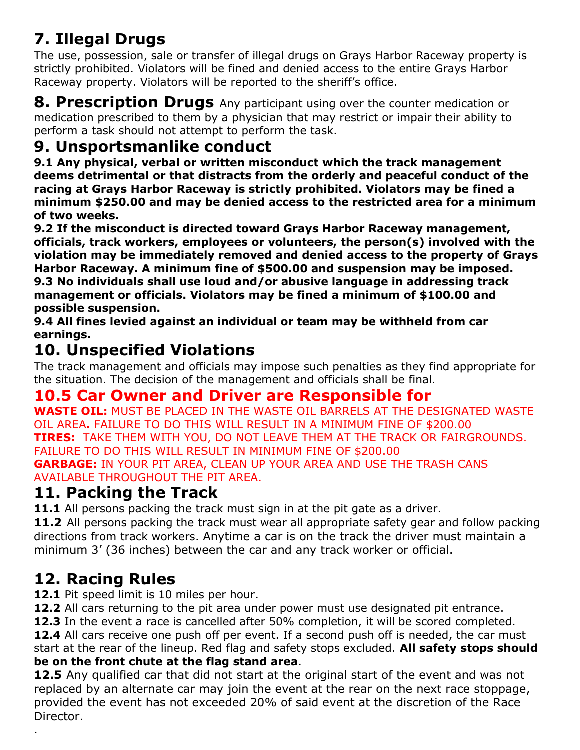# 7. Illegal Drugs

The use, possession, sale or transfer of illegal drugs on Grays Harbor Raceway property is strictly prohibited. Violators will be fined and denied access to the entire Grays Harbor Raceway property. Violators will be reported to the sheriff's office.

**8. Prescription Drugs** Any participant using over the counter medication or medication prescribed to them by a physician that may restrict or impair their ability to perform a task should not attempt to perform the task.

# 9. Unsportsmanlike conduct

**9.1 Any physical, verbal or written misconduct which the track management deems detrimental or that distracts from the orderly and peaceful conduct of the racing at Grays Harbor Raceway is strictly prohibited. Violators may be fined a minimum $250.00 and may be denied access to the restricted area for a minimum of two weeks.**
**9.2 If the misconduct is directed toward Grays Harbor Raceway management, officials, track workers, employees or volunteers, the person(s) involved with the violation may be immediately removed and denied access to the property of Grays Harbor Raceway. A minimum fine of $500.00 and suspension may be imposed.**
**9.3 No individuals shall use loud and/or abusive language in addressing track management or officials. Violators may be fined a minimum of $100.00 and possible suspension.**
**9.4 All fines levied against an individual or team may be withheld from car earnings.**

# 10. Unspecified Violations

The track management and officials may impose such penalties as they find appropriate for the situation. The decision of the management and officials shall be final.

## 10.5 Car Owner and Driver are Responsible for

**WASTE OIL:** MUST BE PLACED IN THE WASTE OIL BARRELS AT THE DESIGNATED WASTE OIL AREA**.** FAILURE TO DO THIS WILL RESULT IN A MINIMUM FINE OF $200.00
**TIRES:** TAKE THEM WITH YOU, DO NOT LEAVE THEM AT THE TRACK OR FAIRGROUNDS. FAILURE TO DO THIS WILL RESULT IN MINIMUM FINE OF $200.00
**GARBAGE:** IN YOUR PIT AREA, CLEAN UP YOUR AREA AND USE THE TRASH CANS AVAILABLE THROUGHOUT THE PIT AREA.

# 11. Packing the Track

**11.1** All persons packing the track must sign in at the pit gate as a driver.
**11.2** All persons packing the track must wear all appropriate safety gear and follow packing directions from track workers. Anytime a car is on the track the driver must maintain a minimum 3' (36 inches) between the car and any track worker or official.

# 12. Racing Rules

**12.1** Pit speed limit is 10 miles per hour.
**12.2** All cars returning to the pit area under power must use designated pit entrance.
**12.3** In the event a race is cancelled after 50% completion, it will be scored completed.
**12.4** All cars receive one push off per event. If a second push off is needed, the car must start at the rear of the lineup. Red flag and safety stops excluded. **All safety stops should be on the front chute at the flag stand area**.
**12.5** Any qualified car that did not start at the original start of the event and was not replaced by an alternate car may join the event at the rear on the next race stoppage, provided the event has not exceeded 20% of said event at the discretion of the Race Director.

.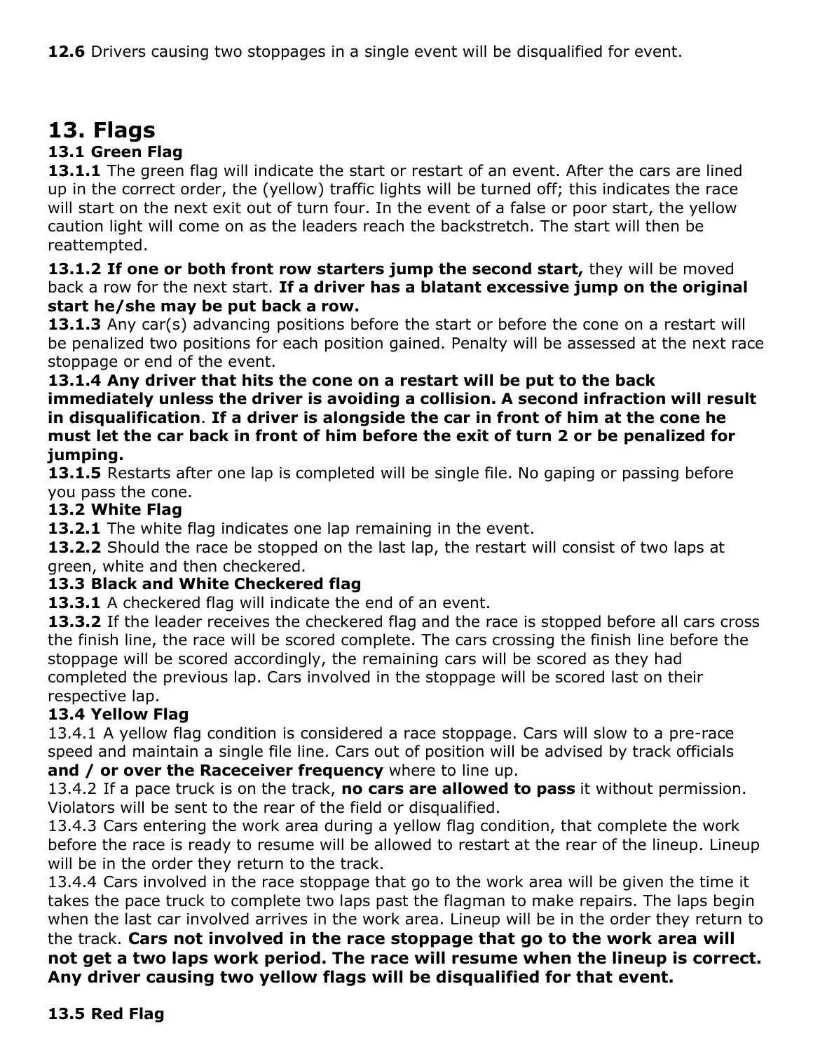**12.6** Drivers causing two stoppages in a single event will be disqualified for event.

# 13. Flags

### 13.1 Green Flag

**13.1.1** The green flag will indicate the start or restart of an event. After the cars are lined up in the correct order, the (yellow) traffic lights will be turned off; this indicates the race will start on the next exit out of turn four. In the event of a false or poor start, the yellow caution light will come on as the leaders reach the backstretch. The start will then be reattempted.

**13.1.2 If one or both front row starters jump the second start,** they will be moved back a row for the next start. **If a driver has a blatant excessive jump on the original start he/she may be put back a row.**

**13.1.3** Any car(s) advancing positions before the start or before the cone on a restart will be penalized two positions for each position gained. Penalty will be assessed at the next race stoppage or end of the event.

**13.1.4 Any driver that hits the cone on a restart will be put to the back immediately unless the driver is avoiding a collision. A second infraction will result in disqualification**. **If a driver is alongside the car in front of him at the cone he must let the car back in front of him before the exit of turn 2 or be penalized for jumping.**

**13.1.5** Restarts after one lap is completed will be single file. No gaping or passing before you pass the cone.

### 13.2 White Flag

**13.2.1** The white flag indicates one lap remaining in the event.

**13.2.2** Should the race be stopped on the last lap, the restart will consist of two laps at green, white and then checkered.

### 13.3 Black and White Checkered flag

**13.3.1** A checkered flag will indicate the end of an event.

**13.3.2** If the leader receives the checkered flag and the race is stopped before all cars cross the finish line, the race will be scored complete. The cars crossing the finish line before the stoppage will be scored accordingly, the remaining cars will be scored as they had completed the previous lap. Cars involved in the stoppage will be scored last on their respective lap.

### 13.4 Yellow Flag

13.4.1 A yellow flag condition is considered a race stoppage. Cars will slow to a pre-race speed and maintain a single file line. Cars out of position will be advised by track officials **and / or over the Raceceiver frequency** where to line up.

13.4.2 If a pace truck is on the track, **no cars are allowed to pass** it without permission. Violators will be sent to the rear of the field or disqualified.

13.4.3 Cars entering the work area during a yellow flag condition, that complete the work before the race is ready to resume will be allowed to restart at the rear of the lineup. Lineup will be in the order they return to the track.

13.4.4 Cars involved in the race stoppage that go to the work area will be given the time it takes the pace truck to complete two laps past the flagman to make repairs. The laps begin when the last car involved arrives in the work area. Lineup will be in the order they return to the track. **Cars not involved in the race stoppage that go to the work area will not get a two laps work period. The race will resume when the lineup is correct. Any driver causing two yellow flags will be disqualified for that event.**

### 13.5 Red Flag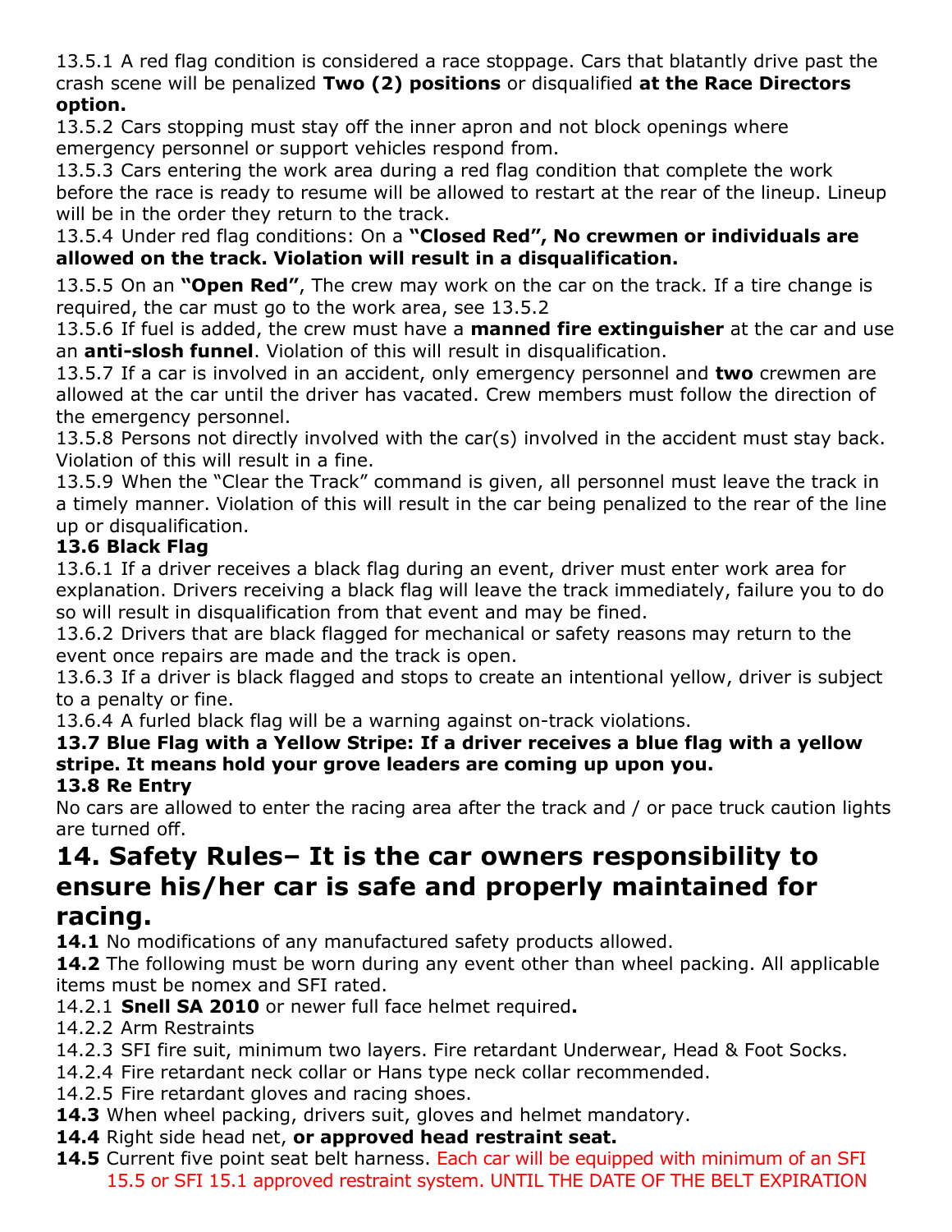13.5.1 A red flag condition is considered a race stoppage. Cars that blatantly drive past the crash scene will be penalized **Two (2) positions** or disqualified **at the Race Directors option.**

13.5.2 Cars stopping must stay off the inner apron and not block openings where emergency personnel or support vehicles respond from.

13.5.3 Cars entering the work area during a red flag condition that complete the work before the race is ready to resume will be allowed to restart at the rear of the lineup. Lineup will be in the order they return to the track.

13.5.4 Under red flag conditions: On a **"Closed Red", No crewmen or individuals are allowed on the track. Violation will result in a disqualification.**

13.5.5 On an **"Open Red"**, The crew may work on the car on the track. If a tire change is required, the car must go to the work area, see 13.5.2

13.5.6 If fuel is added, the crew must have a **manned fire extinguisher** at the car and use an **anti-slosh funnel**. Violation of this will result in disqualification.

13.5.7 If a car is involved in an accident, only emergency personnel and **two** crewmen are allowed at the car until the driver has vacated. Crew members must follow the direction of the emergency personnel.

13.5.8 Persons not directly involved with the car(s) involved in the accident must stay back. Violation of this will result in a fine.

13.5.9 When the "Clear the Track" command is given, all personnel must leave the track in a timely manner. Violation of this will result in the car being penalized to the rear of the line up or disqualification.

**13.6 Black Flag**

13.6.1 If a driver receives a black flag during an event, driver must enter work area for explanation. Drivers receiving a black flag will leave the track immediately, failure you to do so will result in disqualification from that event and may be fined.

13.6.2 Drivers that are black flagged for mechanical or safety reasons may return to the event once repairs are made and the track is open.

13.6.3 If a driver is black flagged and stops to create an intentional yellow, driver is subject to a penalty or fine.

13.6.4 A furled black flag will be a warning against on-track violations.

**13.7 Blue Flag with a Yellow Stripe: If a driver receives a blue flag with a yellow stripe. It means hold your grove leaders are coming up upon you.**

**13.8 Re Entry**

No cars are allowed to enter the racing area after the track and / or pace truck caution lights are turned off.

# 14. Safety Rules– It is the car owners responsibility to ensure his/her car is safe and properly maintained for racing.

**14.1** No modifications of any manufactured safety products allowed.

**14.2** The following must be worn during any event other than wheel packing. All applicable items must be nomex and SFI rated.

14.2.1 **Snell SA 2010** or newer full face helmet required**.**

14.2.2 Arm Restraints

14.2.3 SFI fire suit, minimum two layers. Fire retardant Underwear, Head & Foot Socks.

14.2.4 Fire retardant neck collar or Hans type neck collar recommended.

14.2.5 Fire retardant gloves and racing shoes.

**14.3** When wheel packing, drivers suit, gloves and helmet mandatory.

**14.4** Right side head net, **or approved head restraint seat.**

**14.5** Current five point seat belt harness. Each car will be equipped with minimum of an SFI 15.5 or SFI 15.1 approved restraint system. UNTIL THE DATE OF THE BELT EXPIRATION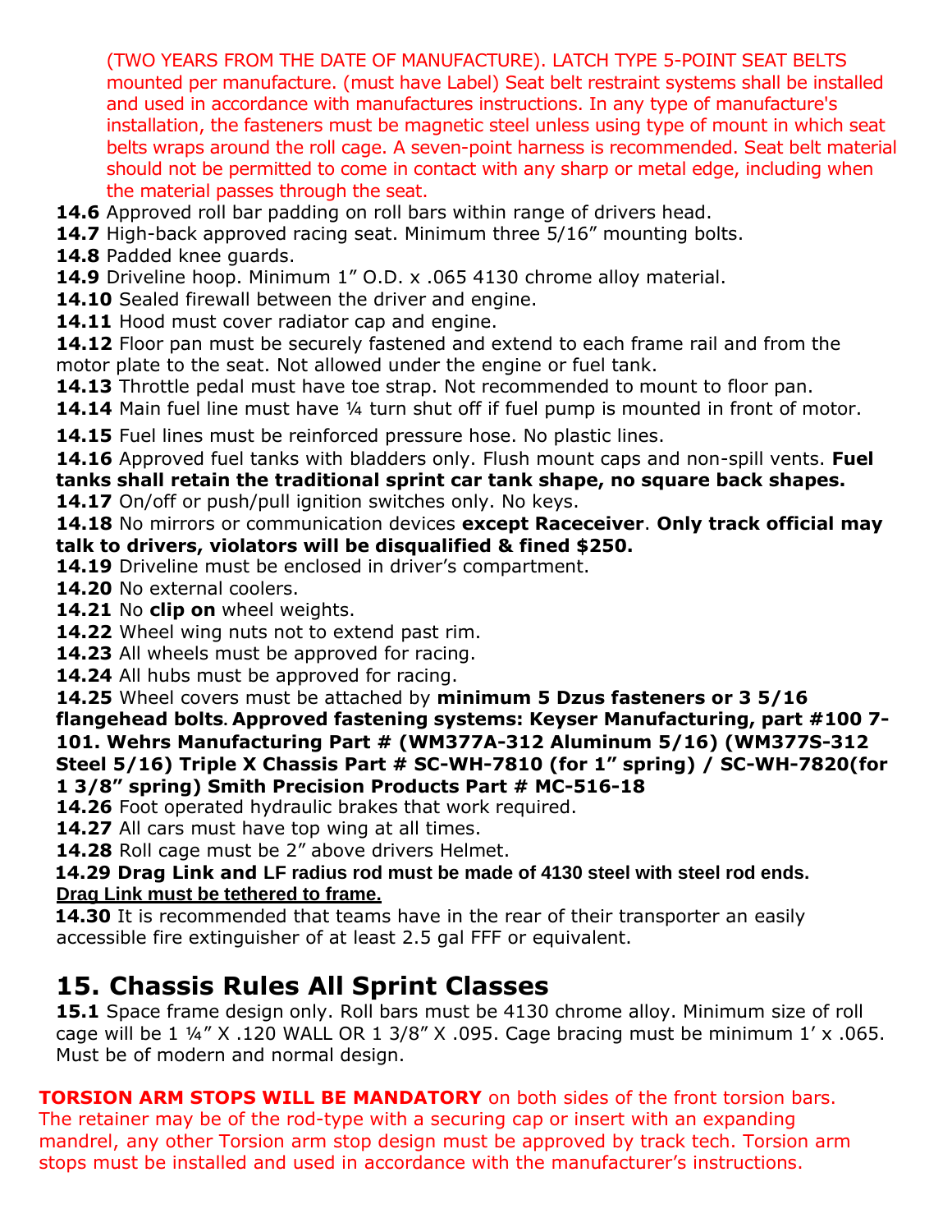(TWO YEARS FROM THE DATE OF MANUFACTURE). LATCH TYPE 5-POINT SEAT BELTS mounted per manufacture. (must have Label) Seat belt restraint systems shall be installed and used in accordance with manufactures instructions. In any type of manufacture's installation, the fasteners must be magnetic steel unless using type of mount in which seat belts wraps around the roll cage. A seven-point harness is recommended. Seat belt material should not be permitted to come in contact with any sharp or metal edge, including when the material passes through the seat.

**14.6** Approved roll bar padding on roll bars within range of drivers head.
**14.7** High-back approved racing seat. Minimum three 5/16" mounting bolts.
**14.8** Padded knee guards.
**14.9** Driveline hoop. Minimum 1" O.D. x .065 4130 chrome alloy material.
**14.10** Sealed firewall between the driver and engine.
**14.11** Hood must cover radiator cap and engine.
**14.12** Floor pan must be securely fastened and extend to each frame rail and from the motor plate to the seat. Not allowed under the engine or fuel tank.
**14.13** Throttle pedal must have toe strap. Not recommended to mount to floor pan.
**14.14** Main fuel line must have ¼ turn shut off if fuel pump is mounted in front of motor.
**14.15** Fuel lines must be reinforced pressure hose. No plastic lines.
**14.16** Approved fuel tanks with bladders only. Flush mount caps and non-spill vents. **Fuel tanks shall retain the traditional sprint car tank shape, no square back shapes.**
**14.17** On/off or push/pull ignition switches only. No keys.
**14.18** No mirrors or communication devices **except Raceceiver**. **Only track official may talk to drivers, violators will be disqualified & fined $250.**
**14.19** Driveline must be enclosed in driver's compartment.
**14.20** No external coolers.
**14.21** No **clip on** wheel weights.
**14.22** Wheel wing nuts not to extend past rim.
**14.23** All wheels must be approved for racing.
**14.24** All hubs must be approved for racing.
**14.25** Wheel covers must be attached by **minimum 5 Dzus fasteners or 3 5/16 flangehead bolts. Approved fastening systems: Keyser Manufacturing, part #100 7-101. Wehrs Manufacturing Part # (WM377A-312 Aluminum 5/16) (WM377S-312 Steel 5/16) Triple X Chassis Part # SC-WH-7810 (for 1" spring) / SC-WH-7820(for 1 3/8" spring) Smith Precision Products Part # MC-516-18**
**14.26** Foot operated hydraulic brakes that work required.
**14.27** All cars must have top wing at all times.
**14.28** Roll cage must be 2" above drivers Helmet.
**14.29 Drag Link and LF radius rod must be made of 4130 steel with steel rod ends.** **<u>Drag Link must be tethered to frame.</u>**
**14.30** It is recommended that teams have in the rear of their transporter an easily accessible fire extinguisher of at least 2.5 gal FFF or equivalent.

## 15. Chassis Rules All Sprint Classes

**15.1** Space frame design only. Roll bars must be 4130 chrome alloy. Minimum size of roll cage will be 1 ¼" X .120 WALL OR 1 3/8" X .095. Cage bracing must be minimum 1' x .065. Must be of modern and normal design.

**TORSION ARM STOPS WILL BE MANDATORY** on both sides of the front torsion bars. The retainer may be of the rod-type with a securing cap or insert with an expanding mandrel, any other Torsion arm stop design must be approved by track tech. Torsion arm stops must be installed and used in accordance with the manufacturer's instructions.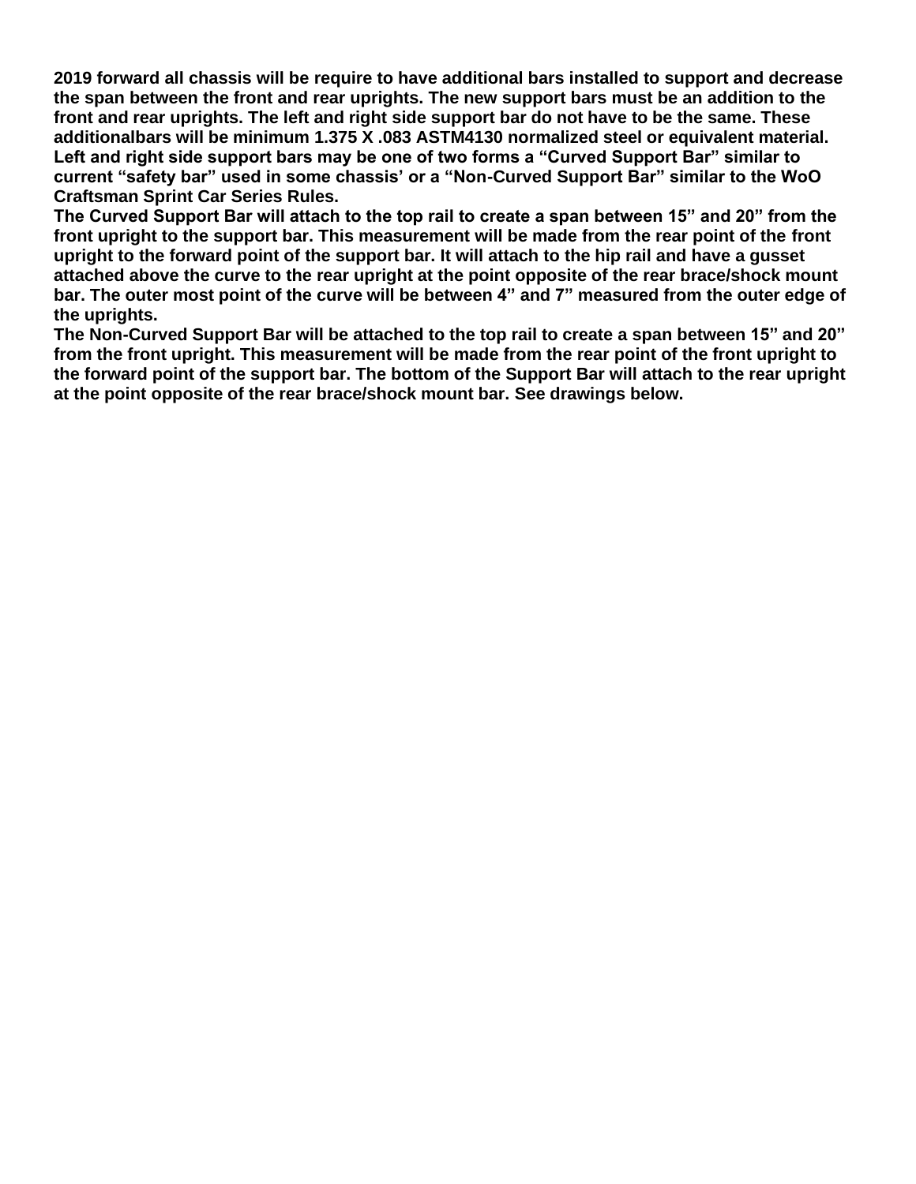**2019 forward all chassis will be require to have additional bars installed to support and decrease the span between the front and rear uprights. The new support bars must be an addition to the front and rear uprights. The left and right side support bar do not have to be the same. These additionalbars will be minimum 1.375 X .083 ASTM4130 normalized steel or equivalent material. Left and right side support bars may be one of two forms a "Curved Support Bar" similar to current "safety bar" used in some chassis' or a "Non-Curved Support Bar" similar to the WoO Craftsman Sprint Car Series Rules.**

**The Curved Support Bar will attach to the top rail to create a span between 15" and 20" from the front upright to the support bar. This measurement will be made from the rear point of the front upright to the forward point of the support bar. It will attach to the hip rail and have a gusset attached above the curve to the rear upright at the point opposite of the rear brace/shock mount bar. The outer most point of the curve will be between 4" and 7" measured from the outer edge of the uprights.**

**The Non-Curved Support Bar will be attached to the top rail to create a span between 15" and 20" from the front upright. This measurement will be made from the rear point of the front upright to the forward point of the support bar. The bottom of the Support Bar will attach to the rear upright at the point opposite of the rear brace/shock mount bar. See drawings below.**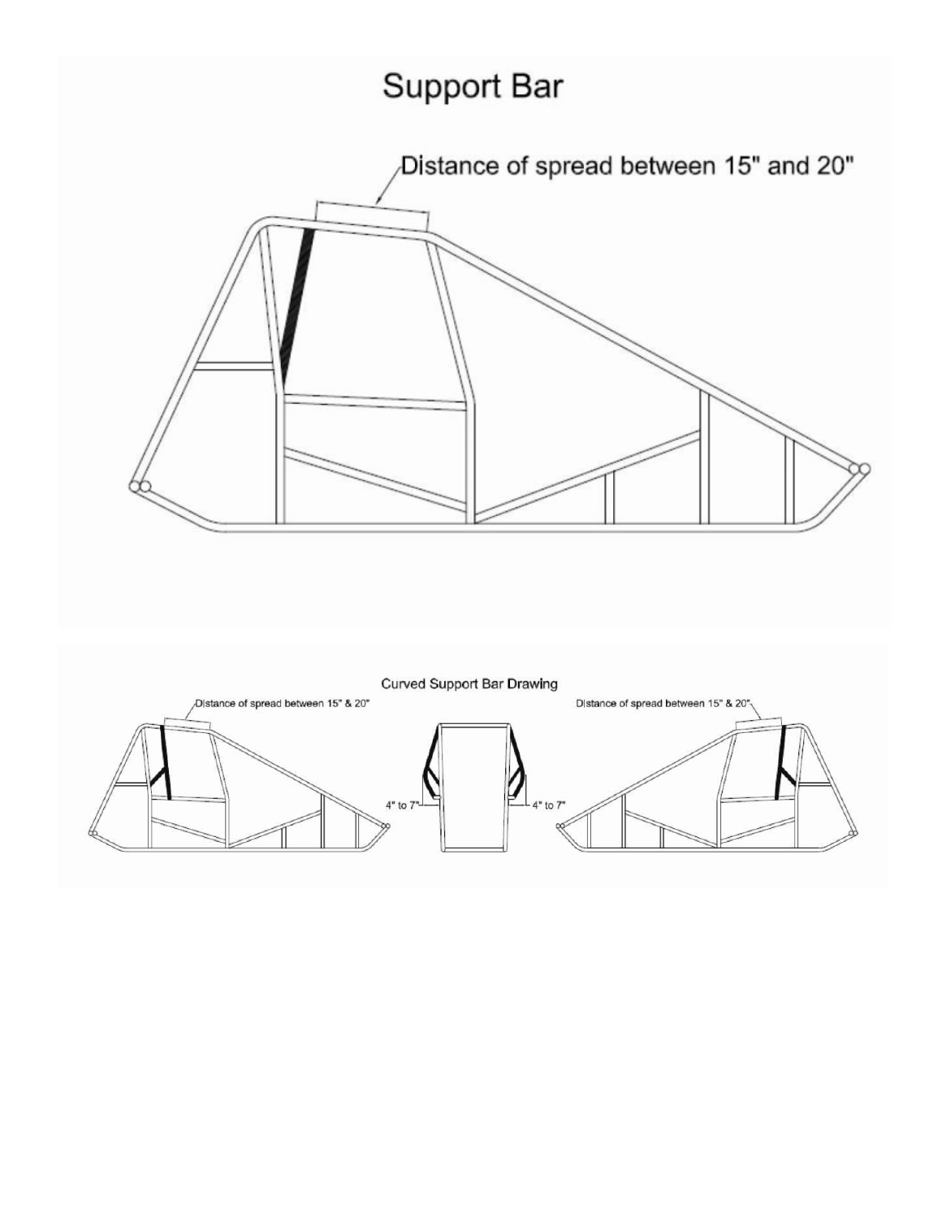# Support Bar

Distance of spread between 15" and 20"

## Curved Support Bar Drawing

Distance of spread between 15" & 20"

4" to 7"

4" to 7"

Distance of spread between 15" & 20"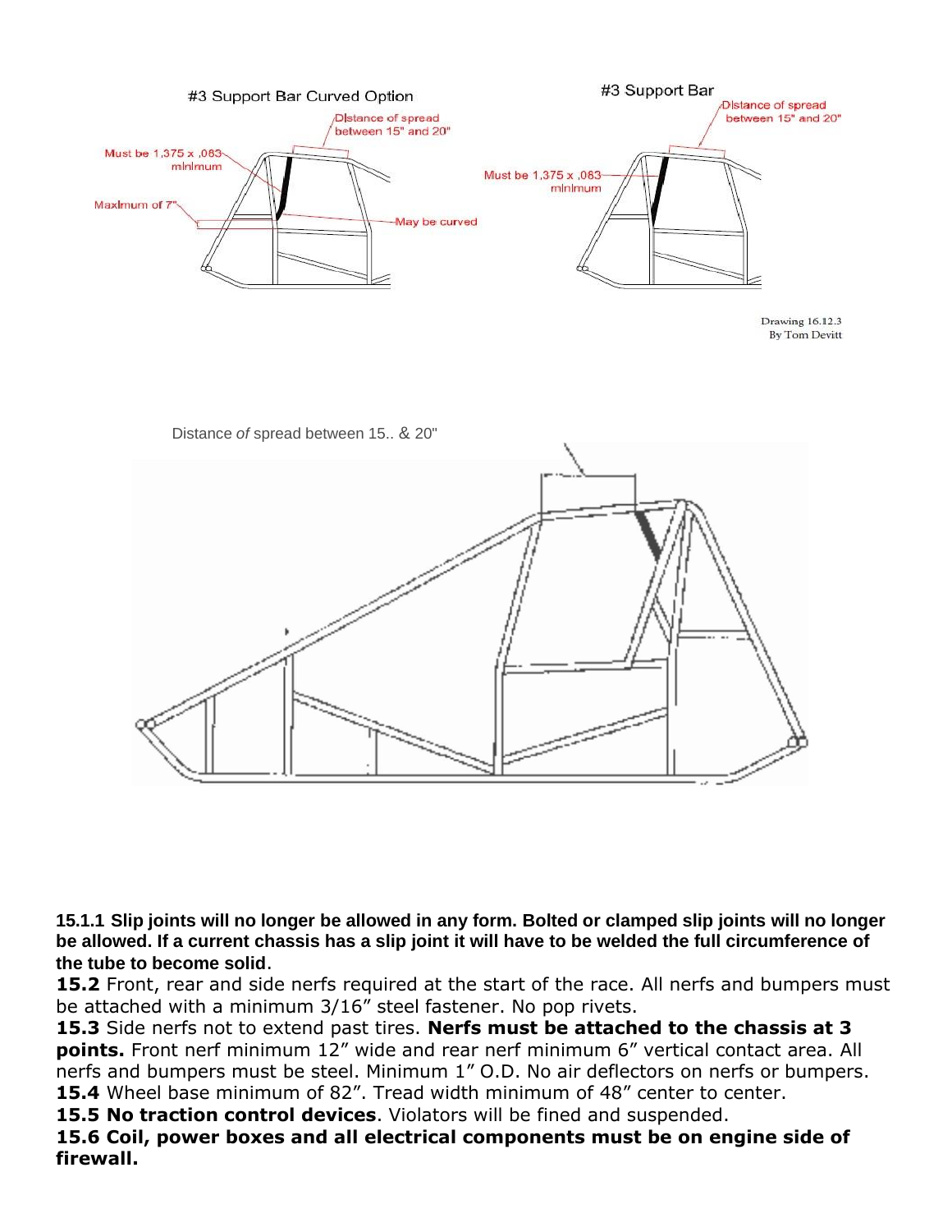#3 Support Bar Curved Option

Distance of spread between 15" and 20"

Must be 1.375 x .083 minimum

Maximum of 7"

May be curved

#3 Support Bar

Distance of spread between 15" and 20"

Must be 1.375 x .083 minimum

Drawing 16.12.3
By Tom Devitt

Distance *of* spread between 15.. & 20"

**15.1.1 Slip joints will no longer be allowed in any form. Bolted or clamped slip joints will no longer be allowed. If a current chassis has a slip joint it will have to be welded the full circumference of the tube to become solid**.

**15.2** Front, rear and side nerfs required at the start of the race. All nerfs and bumpers must be attached with a minimum 3/16" steel fastener. No pop rivets.

**15.3** Side nerfs not to extend past tires. **Nerfs must be attached to the chassis at 3 points.** Front nerf minimum 12" wide and rear nerf minimum 6" vertical contact area. All nerfs and bumpers must be steel. Minimum 1" O.D. No air deflectors on nerfs or bumpers.

**15.4** Wheel base minimum of 82". Tread width minimum of 48" center to center.

**15.5 No traction control devices**. Violators will be fined and suspended.

**15.6 Coil, power boxes and all electrical components must be on engine side of firewall.**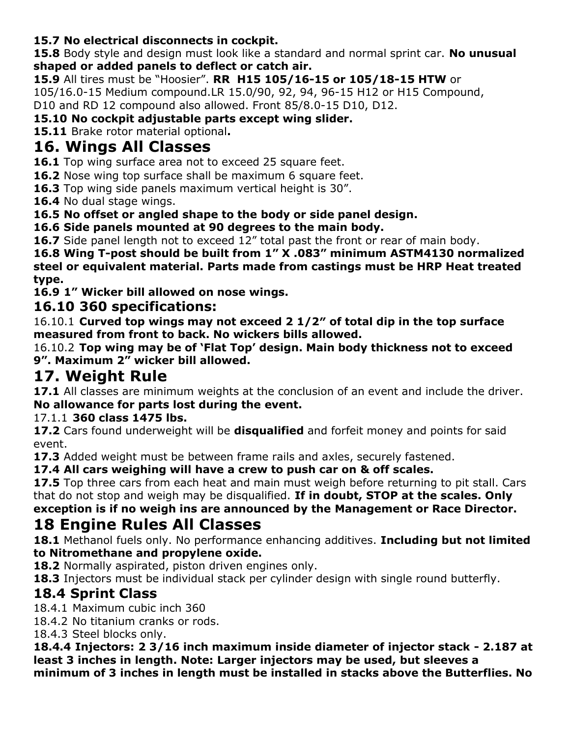**15.7 No electrical disconnects in cockpit.**

**15.8** Body style and design must look like a standard and normal sprint car. **No unusual shaped or added panels to deflect or catch air.**

**15.9** All tires must be "Hoosier". **RR H15 105/16-15 or 105/18-15 HTW** or 105/16.0-15 Medium compound.LR 15.0/90, 92, 94, 96-15 H12 or H15 Compound, D10 and RD 12 compound also allowed. Front 85/8.0-15 D10, D12.

**15.10 No cockpit adjustable parts except wing slider.**

**15.11** Brake rotor material optional**.**

# 16. Wings All Classes

**16.1** Top wing surface area not to exceed 25 square feet.

**16.2** Nose wing top surface shall be maximum 6 square feet.

**16.3** Top wing side panels maximum vertical height is 30".

**16.4** No dual stage wings.

**16.5 No offset or angled shape to the body or side panel design.**

**16.6 Side panels mounted at 90 degrees to the main body.**

**16.7** Side panel length not to exceed 12" total past the front or rear of main body.

**16.8 Wing T-post should be built from 1" X .083" minimum ASTM4130 normalized steel or equivalent material. Parts made from castings must be HRP Heat treated type.**

**16.9 1" Wicker bill allowed on nose wings.**

## 16.10 360 specifications:

16.10.1 **Curved top wings may not exceed 2 1/2" of total dip in the top surface measured from front to back. No wickers bills allowed.**

16.10.2 **Top wing may be of 'Flat Top' design. Main body thickness not to exceed 9". Maximum 2" wicker bill allowed.**

# 17. Weight Rule

**17.1** All classes are minimum weights at the conclusion of an event and include the driver. **No allowance for parts lost during the event.**

17.1.1 **360 class 1475 lbs.**

**17.2** Cars found underweight will be **disqualified** and forfeit money and points for said event.

**17.3** Added weight must be between frame rails and axles, securely fastened.

**17.4 All cars weighing will have a crew to push car on & off scales.**

**17.5** Top three cars from each heat and main must weigh before returning to pit stall. Cars that do not stop and weigh may be disqualified. **If in doubt, STOP at the scales. Only exception is if no weigh ins are announced by the Management or Race Director.**

# 18 Engine Rules All Classes

**18.1** Methanol fuels only. No performance enhancing additives. **Including but not limited to Nitromethane and propylene oxide.**

**18.2** Normally aspirated, piston driven engines only.

**18.3** Injectors must be individual stack per cylinder design with single round butterfly.

## 18.4 Sprint Class

18.4.1 Maximum cubic inch 360

18.4.2 No titanium cranks or rods.

18.4.3 Steel blocks only.

**18.4.4 Injectors: 2 3/16 inch maximum inside diameter of injector stack - 2.187 at least 3 inches in length. Note: Larger injectors may be used, but sleeves a minimum of 3 inches in length must be installed in stacks above the Butterflies. No**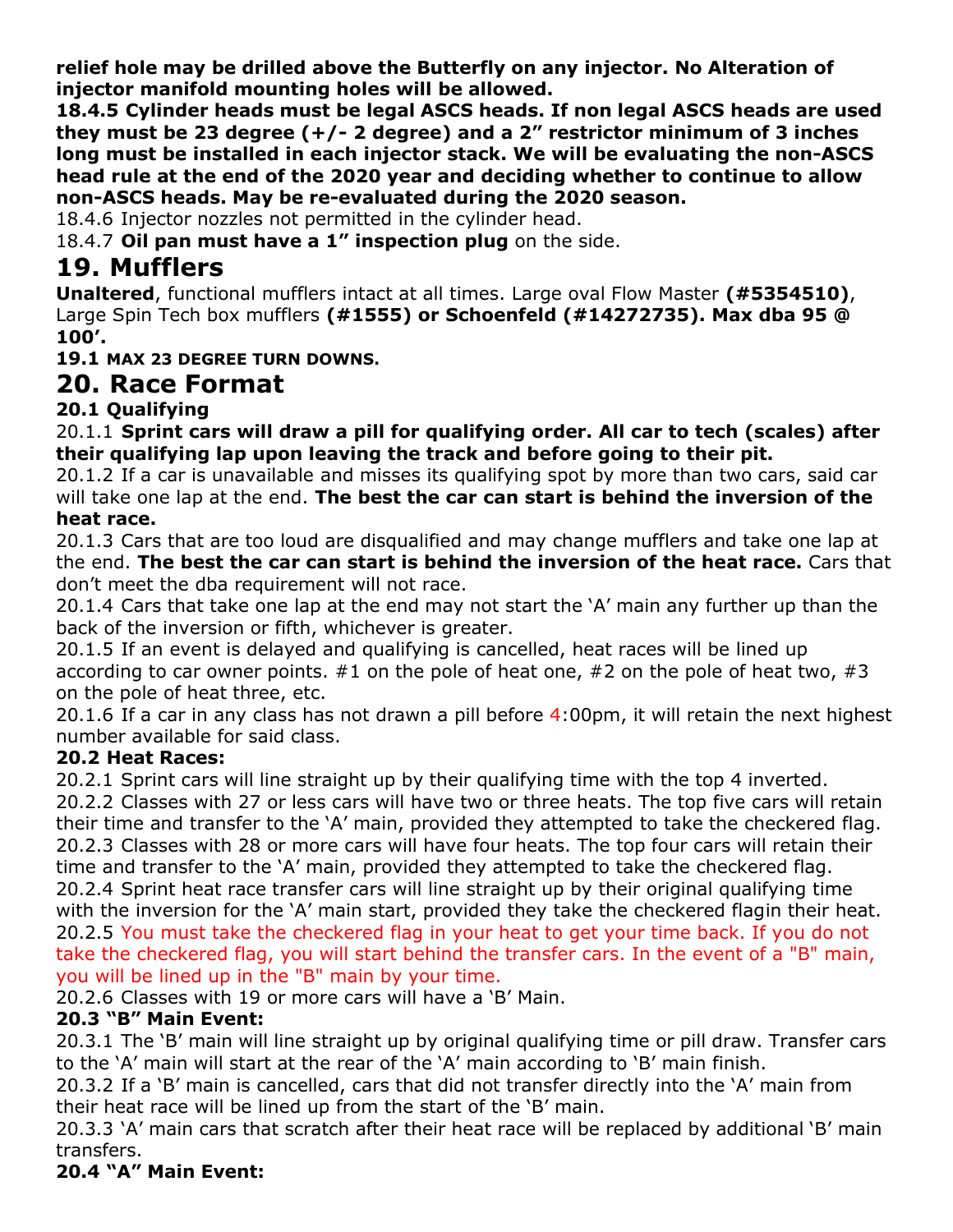**relief hole may be drilled above the Butterfly on any injector. No Alteration of injector manifold mounting holes will be allowed.**

**18.4.5 Cylinder heads must be legal ASCS heads. If non legal ASCS heads are used they must be 23 degree (+/- 2 degree) and a 2" restrictor minimum of 3 inches long must be installed in each injector stack. We will be evaluating the non-ASCS head rule at the end of the 2020 year and deciding whether to continue to allow non-ASCS heads. May be re-evaluated during the 2020 season.**

18.4.6 Injector nozzles not permitted in the cylinder head.

18.4.7 **Oil pan must have a 1" inspection plug** on the side.

# 19. Mufflers

**Unaltered**, functional mufflers intact at all times. Large oval Flow Master **(#5354510)**, Large Spin Tech box mufflers **(#1555) or Schoenfeld (#14272735). Max dba 95 @ 100'.**

**19.1 MAX 23 DEGREE TURN DOWNS.**

# 20. Race Format

## 20.1 Qualifying

20.1.1 **Sprint cars will draw a pill for qualifying order. All car to tech (scales) after their qualifying lap upon leaving the track and before going to their pit.**

20.1.2 If a car is unavailable and misses its qualifying spot by more than two cars, said car will take one lap at the end. **The best the car can start is behind the inversion of the heat race.**

20.1.3 Cars that are too loud are disqualified and may change mufflers and take one lap at the end. **The best the car can start is behind the inversion of the heat race.** Cars that don't meet the dba requirement will not race.

20.1.4 Cars that take one lap at the end may not start the 'A' main any further up than the back of the inversion or fifth, whichever is greater.

20.1.5 If an event is delayed and qualifying is cancelled, heat races will be lined up according to car owner points. #1 on the pole of heat one, #2 on the pole of heat two, #3 on the pole of heat three, etc.

20.1.6 If a car in any class has not drawn a pill before 4:00pm, it will retain the next highest number available for said class.

## 20.2 Heat Races:

20.2.1 Sprint cars will line straight up by their qualifying time with the top 4 inverted.

20.2.2 Classes with 27 or less cars will have two or three heats. The top five cars will retain their time and transfer to the 'A' main, provided they attempted to take the checkered flag.

20.2.3 Classes with 28 or more cars will have four heats. The top four cars will retain their time and transfer to the 'A' main, provided they attempted to take the checkered flag.

20.2.4 Sprint heat race transfer cars will line straight up by their original qualifying time with the inversion for the 'A' main start, provided they take the checkered flagin their heat.

20.2.5 You must take the checkered flag in your heat to get your time back. If you do not take the checkered flag, you will start behind the transfer cars. In the event of a "B" main, you will be lined up in the "B" main by your time.

20.2.6 Classes with 19 or more cars will have a 'B' Main.

## 20.3 "B" Main Event:

20.3.1 The 'B' main will line straight up by original qualifying time or pill draw. Transfer cars to the 'A' main will start at the rear of the 'A' main according to 'B' main finish.

20.3.2 If a 'B' main is cancelled, cars that did not transfer directly into the 'A' main from their heat race will be lined up from the start of the 'B' main.

20.3.3 'A' main cars that scratch after their heat race will be replaced by additional 'B' main transfers.

## 20.4 "A" Main Event: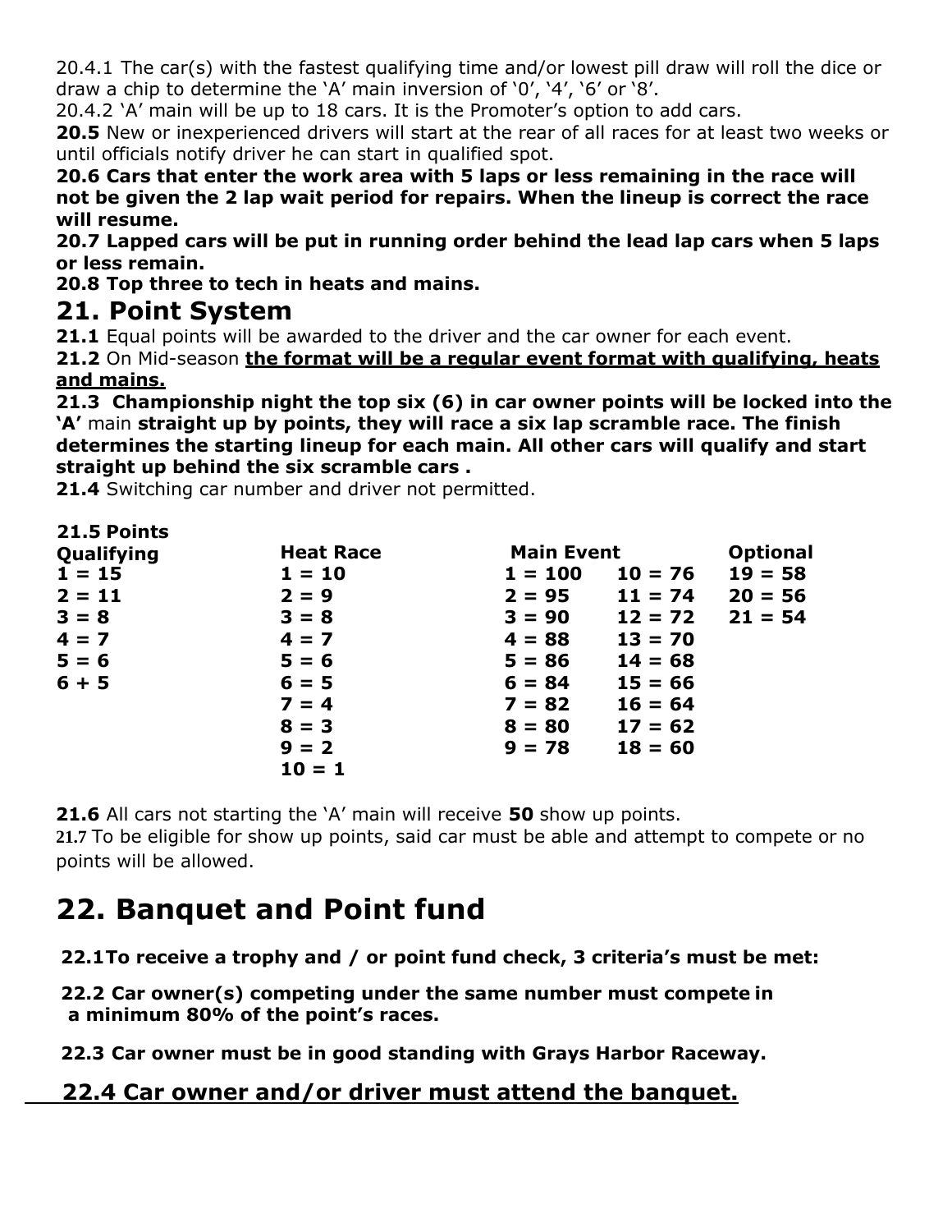20.4.1 The car(s) with the fastest qualifying time and/or lowest pill draw will roll the dice or draw a chip to determine the 'A' main inversion of '0', '4', '6' or '8'.

20.4.2 'A' main will be up to 18 cars. It is the Promoter's option to add cars.

**20.5** New or inexperienced drivers will start at the rear of all races for at least two weeks or until officials notify driver he can start in qualified spot.

**20.6 Cars that enter the work area with 5 laps or less remaining in the race will not be given the 2 lap wait period for repairs. When the lineup is correct the race will resume.**

**20.7 Lapped cars will be put in running order behind the lead lap cars when 5 laps or less remain.**

**20.8 Top three to tech in heats and mains.**

## 21. Point System

**21.1** Equal points will be awarded to the driver and the car owner for each event.

**21.2** On Mid-season **the format will be a regular event format with qualifying, heats and mains.**

**21.3 Championship night the top six (6) in car owner points will be locked into the 'A'** main **straight up by points, they will race a six lap scramble race. The finish determines the starting lineup for each main. All other cars will qualify and start straight up behind the six scramble cars .**

**21.4** Switching car number and driver not permitted.

**21.5 Points**

| Qualifying | Heat Race | Main Event | | Optional |
|---|---|---|---|---|
| 1 = 15 | 1 = 10 | 1 = 100 | 10 = 76 | 19 = 58 |
| 2 = 11 | 2 = 9 | 2 = 95 | 11 = 74 | 20 = 56 |
| 3 = 8 | 3 = 8 | 3 = 90 | 12 = 72 | 21 = 54 |
| 4 = 7 | 4 = 7 | 4 = 88 | 13 = 70 | |
| 5 = 6 | 5 = 6 | 5 = 86 | 14 = 68 | |
| 6 + 5 | 6 = 5 | 6 = 84 | 15 = 66 | |
| | 7 = 4 | 7 = 82 | 16 = 64 | |
| | 8 = 3 | 8 = 80 | 17 = 62 | |
| | 9 = 2 | 9 = 78 | 18 = 60 | |
| | 10 = 1 | | | |

**21.6** All cars not starting the 'A' main will receive **50** show up points.

**21.7** To be eligible for show up points, said car must be able and attempt to compete or no points will be allowed.

# 22. Banquet and Point fund

**22.1To receive a trophy and / or point fund check, 3 criteria's must be met:**

**22.2 Car owner(s) competing under the same number must compete in a minimum 80% of the point's races.**

**22.3 Car owner must be in good standing with Grays Harbor Raceway.**

**22.4 Car owner and/or driver must attend the banquet.**